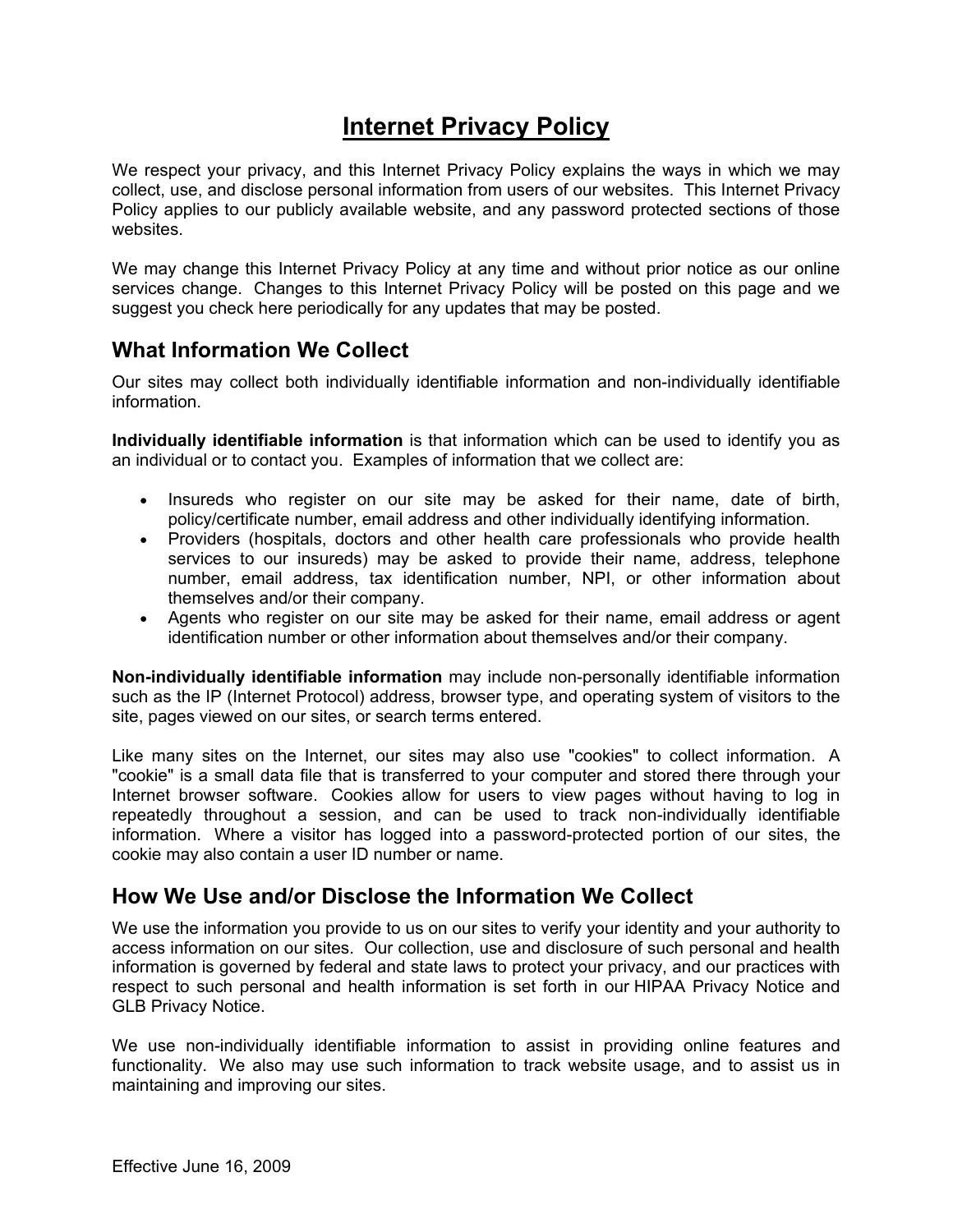# Internet Privacy Policy

We respect your privacy, and this Internet Privacy Policy explains the ways in which we may collect, use, and disclose personal information from users of our websites. This Internet Privacy Policy applies to our publicly available website, and any password protected sections of those websites.

We may change this Internet Privacy Policy at any time and without prior notice as our online services change. Changes to this Internet Privacy Policy will be posted on this page and we suggest you check here periodically for any updates that may be posted.

## What Information We Collect

Our sites may collect both individually identifiable information and non-individually identifiable information.

**Individually identifiable information** is that information which can be used to identify you as an individual or to contact you. Examples of information that we collect are:

- Insureds who register on our site may be asked for their name, date of birth, policy/certificate number, email address and other individually identifying information.
- Providers (hospitals, doctors and other health care professionals who provide health services to our insureds) may be asked to provide their name, address, telephone number, email address, tax identification number, NPI, or other information about themselves and/or their company.
- Agents who register on our site may be asked for their name, email address or agent identification number or other information about themselves and/or their company.

**Non-individually identifiable information** may include non-personally identifiable information such as the IP (Internet Protocol) address, browser type, and operating system of visitors to the site, pages viewed on our sites, or search terms entered.

Like many sites on the Internet, our sites may also use "cookies" to collect information. A "cookie" is a small data file that is transferred to your computer and stored there through your Internet browser software. Cookies allow for users to view pages without having to log in repeatedly throughout a session, and can be used to track non-individually identifiable information. Where a visitor has logged into a password-protected portion of our sites, the cookie may also contain a user ID number or name.

## How We Use and/or Disclose the Information We Collect

We use the information you provide to us on our sites to verify your identity and your authority to access information on our sites. Our collection, use and disclosure of such personal and health information is governed by federal and state laws to protect your privacy, and our practices with respect to such personal and health information is set forth in our HIPAA Privacy Notice and GLB Privacy Notice.

We use non-individually identifiable information to assist in providing online features and functionality. We also may use such information to track website usage, and to assist us in maintaining and improving our sites.

Effective June 16, 2009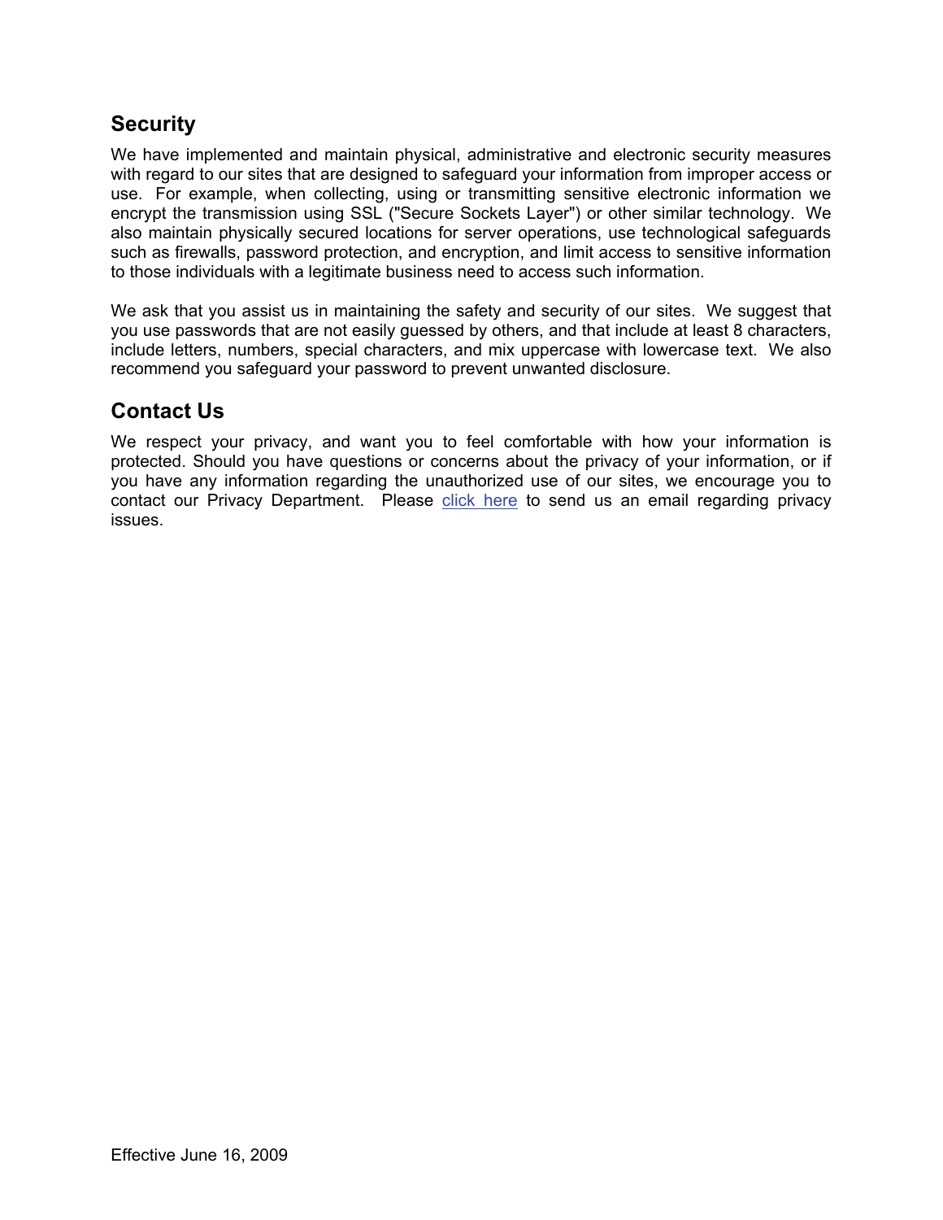## Security

We have implemented and maintain physical, administrative and electronic security measures with regard to our sites that are designed to safeguard your information from improper access or use. For example, when collecting, using or transmitting sensitive electronic information we encrypt the transmission using SSL ("Secure Sockets Layer") or other similar technology. We also maintain physically secured locations for server operations, use technological safeguards such as firewalls, password protection, and encryption, and limit access to sensitive information to those individuals with a legitimate business need to access such information.

We ask that you assist us in maintaining the safety and security of our sites. We suggest that you use passwords that are not easily guessed by others, and that include at least 8 characters, include letters, numbers, special characters, and mix uppercase with lowercase text. We also recommend you safeguard your password to prevent unwanted disclosure.

## Contact Us

We respect your privacy, and want you to feel comfortable with how your information is protected. Should you have questions or concerns about the privacy of your information, or if you have any information regarding the unauthorized use of our sites, we encourage you to contact our Privacy Department. Please click here to send us an email regarding privacy issues.

Effective June 16, 2009